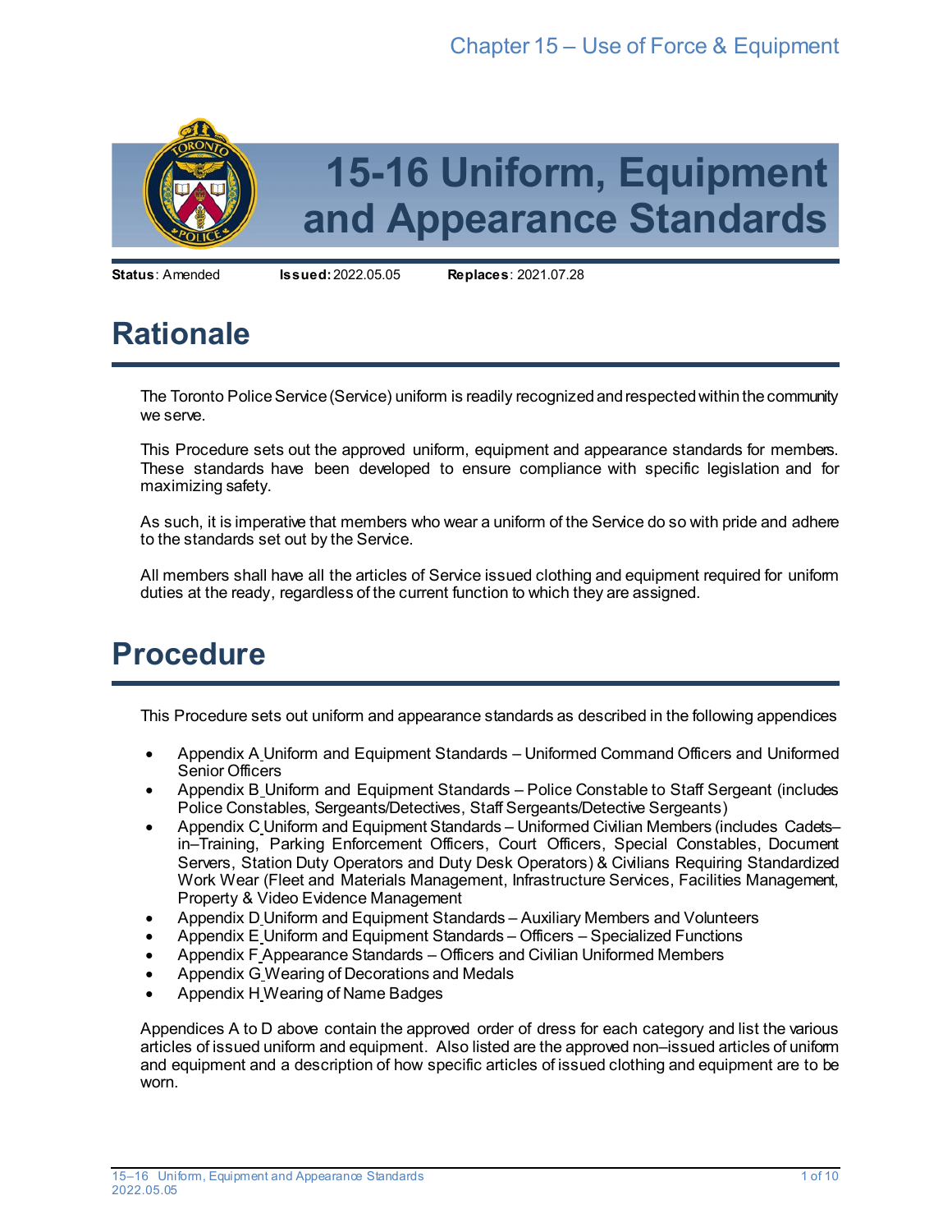# 15-16 Uniform, Equipment and Appearance Standards

**Status**: Amended **Issued:** 2022.05.05 **Replaces**: 2021.07.28

# Rationale

The Toronto Police Service (Service) uniform is readily recognized and respected within the community we serve.

This Procedure sets out the approved uniform, equipment and appearance standards for members. These standards have been developed to ensure compliance with specific legislation and for maximizing safety.

As such, it is imperative that members who wear a uniform of the Service do so with pride and adhere to the standards set out by the Service.

All members shall have all the articles of Service issued clothing and equipment required for uniform duties at the ready, regardless of the current function to which they are assigned.

# Procedure

This Procedure sets out uniform and appearance standards as described in the following appendices

- Appendix A Uniform and Equipment Standards – Uniformed Command Officers and Uniformed Senior Officers
- Appendix B Uniform and Equipment Standards – Police Constable to Staff Sergeant (includes Police Constables, Sergeants/Detectives, Staff Sergeants/Detective Sergeants)
- Appendix C Uniform and Equipment Standards – Uniformed Civilian Members (includes Cadets–in–Training, Parking Enforcement Officers, Court Officers, Special Constables, Document Servers, Station Duty Operators and Duty Desk Operators) & Civilians Requiring Standardized Work Wear (Fleet and Materials Management, Infrastructure Services, Facilities Management, Property & Video Evidence Management
- Appendix D Uniform and Equipment Standards – Auxiliary Members and Volunteers
- Appendix E Uniform and Equipment Standards – Officers – Specialized Functions
- Appendix F Appearance Standards – Officers and Civilian Uniformed Members
- Appendix G Wearing of Decorations and Medals
- Appendix H Wearing of Name Badges

Appendices A to D above contain the approved order of dress for each category and list the various articles of issued uniform and equipment. Also listed are the approved non–issued articles of uniform and equipment and a description of how specific articles of issued clothing and equipment are to be worn.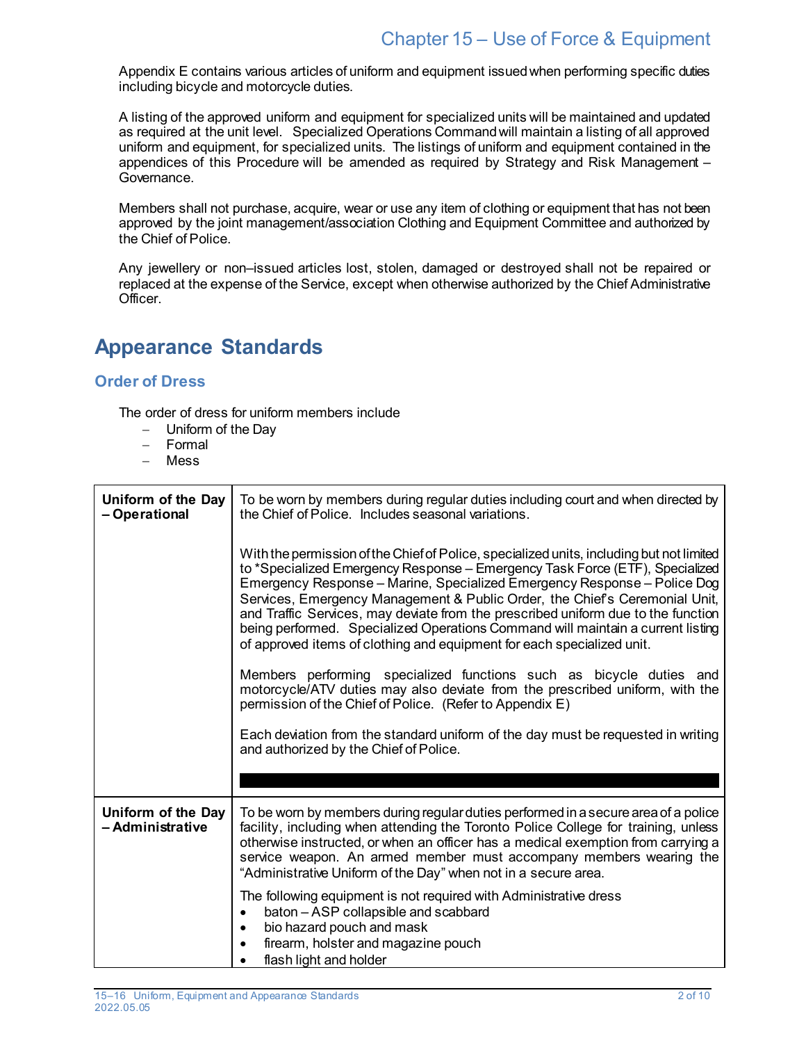Appendix E contains various articles of uniform and equipment issued when performing specific duties including bicycle and motorcycle duties.

A listing of the approved uniform and equipment for specialized units will be maintained and updated as required at the unit level. Specialized Operations Command will maintain a listing of all approved uniform and equipment, for specialized units. The listings of uniform and equipment contained in the appendices of this Procedure will be amended as required by Strategy and Risk Management – Governance.

Members shall not purchase, acquire, wear or use any item of clothing or equipment that has not been approved by the joint management/association Clothing and Equipment Committee and authorized by the Chief of Police.

Any jewellery or non–issued articles lost, stolen, damaged or destroyed shall not be repaired or replaced at the expense of the Service, except when otherwise authorized by the Chief Administrative Officer.

# Appearance Standards

## Order of Dress

The order of dress for uniform members include

- Uniform of the Day
- Formal
- Mess

| | |
|---|---|
| **Uniform of the Day – Operational** | To be worn by members during regular duties including court and when directed by the Chief of Police. Includes seasonal variations.<br><br>With the permission of the Chief of Police, specialized units, including but not limited to *Specialized Emergency Response – Emergency Task Force (ETF), Specialized Emergency Response – Marine, Specialized Emergency Response – Police Dog Services, Emergency Management & Public Order, the Chief's Ceremonial Unit, and Traffic Services, may deviate from the prescribed uniform due to the function being performed. Specialized Operations Command will maintain a current listing of approved items of clothing and equipment for each specialized unit.<br><br>Members performing specialized functions such as bicycle duties and motorcycle/ATV duties may also deviate from the prescribed uniform, with the permission of the Chief of Police. (Refer to Appendix E)<br><br>Each deviation from the standard uniform of the day must be requested in writing and authorized by the Chief of Police. |
| **Uniform of the Day – Administrative** | To be worn by members during regular duties performed in a secure area of a police facility, including when attending the Toronto Police College for training, unless otherwise instructed, or when an officer has a medical exemption from carrying a service weapon. An armed member must accompany members wearing the "Administrative Uniform of the Day" when not in a secure area.<br><br>The following equipment is not required with Administrative dress<br>• baton – ASP collapsible and scabbard<br>• bio hazard pouch and mask<br>• firearm, holster and magazine pouch<br>• flash light and holder |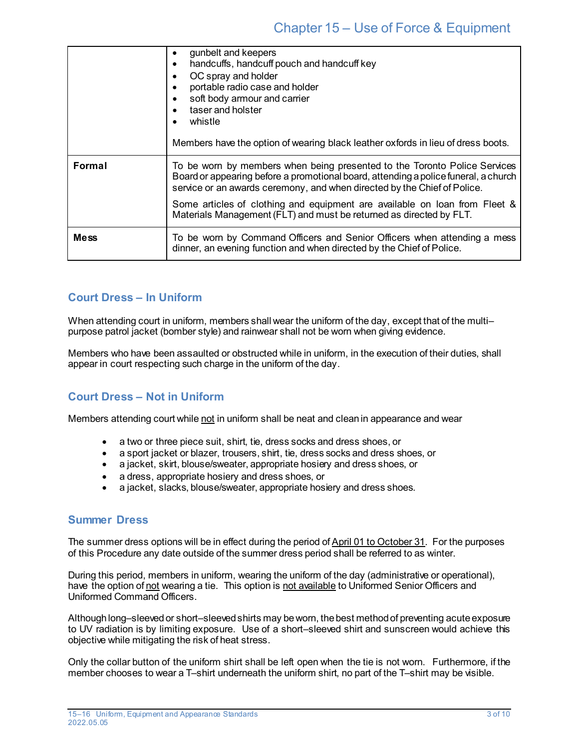| | |
|---|---|
| | • gunbelt and keepers<br>• handcuffs, handcuff pouch and handcuff key<br>• OC spray and holder<br>• portable radio case and holder<br>• soft body armour and carrier<br>• taser and holster<br>• whistle<br><br>Members have the option of wearing black leather oxfords in lieu of dress boots. |
| **Formal** | To be worn by members when being presented to the Toronto Police Services Board or appearing before a promotional board, attending a police funeral, a church service or an awards ceremony, and when directed by the Chief of Police.<br><br>Some articles of clothing and equipment are available on loan from Fleet & Materials Management (FLT) and must be returned as directed by FLT. |
| **Mess** | To be worn by Command Officers and Senior Officers when attending a mess dinner, an evening function and when directed by the Chief of Police. |

## Court Dress – In Uniform

When attending court in uniform, members shall wear the uniform of the day, except that of the multi–purpose patrol jacket (bomber style) and rainwear shall not be worn when giving evidence.

Members who have been assaulted or obstructed while in uniform, in the execution of their duties, shall appear in court respecting such charge in the uniform of the day.

## Court Dress – Not in Uniform

Members attending court while <u>not</u> in uniform shall be neat and clean in appearance and wear

- a two or three piece suit, shirt, tie, dress socks and dress shoes, or
- a sport jacket or blazer, trousers, shirt, tie, dress socks and dress shoes, or
- a jacket, skirt, blouse/sweater, appropriate hosiery and dress shoes, or
- a dress, appropriate hosiery and dress shoes, or
- a jacket, slacks, blouse/sweater, appropriate hosiery and dress shoes.

## Summer Dress

The summer dress options will be in effect during the period of <u>April 01 to October 31</u>. For the purposes of this Procedure any date outside of the summer dress period shall be referred to as winter.

During this period, members in uniform, wearing the uniform of the day (administrative or operational), have the option of <u>not</u> wearing a tie. This option is <u>not available</u> to Uniformed Senior Officers and Uniformed Command Officers.

Although long–sleeved or short–sleeved shirts may be worn, the best method of preventing acute exposure to UV radiation is by limiting exposure. Use of a short–sleeved shirt and sunscreen would achieve this objective while mitigating the risk of heat stress.

Only the collar button of the uniform shirt shall be left open when the tie is not worn. Furthermore, if the member chooses to wear a T–shirt underneath the uniform shirt, no part of the T–shirt may be visible.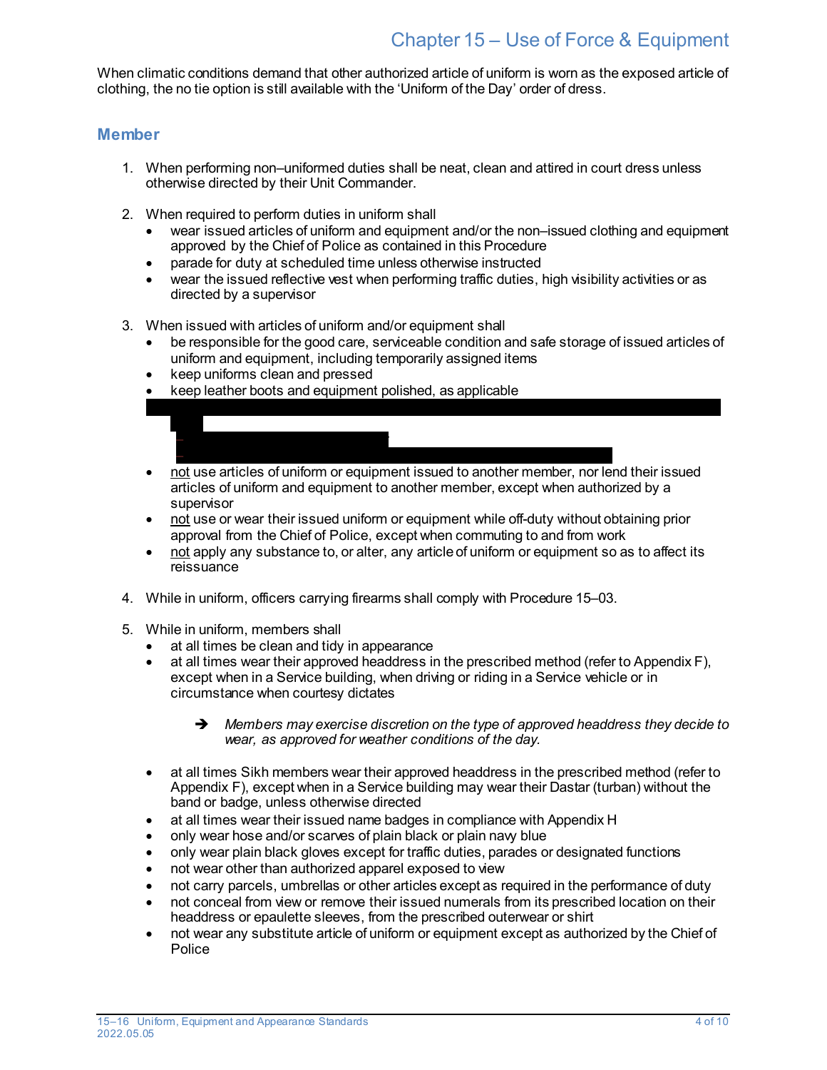When climatic conditions demand that other authorized article of uniform is worn as the exposed article of clothing, the no tie option is still available with the 'Uniform of the Day' order of dress.

## Member

1. When performing non–uniformed duties shall be neat, clean and attired in court dress unless otherwise directed by their Unit Commander.

2. When required to perform duties in uniform shall
   - wear issued articles of uniform and equipment and/or the non–issued clothing and equipment approved by the Chief of Police as contained in this Procedure
   - parade for duty at scheduled time unless otherwise instructed
   - wear the issued reflective vest when performing traffic duties, high visibility activities or as directed by a supervisor

3. When issued with articles of uniform and/or equipment shall
   - be responsible for the good care, serviceable condition and safe storage of issued articles of uniform and equipment, including temporarily assigned items
   - keep uniforms clean and pressed
   - keep leather boots and equipment polished, as applicable
   - not use articles of uniform or equipment issued to another member, nor lend their issued articles of uniform and equipment to another member, except when authorized by a supervisor
   - not use or wear their issued uniform or equipment while off-duty without obtaining prior approval from the Chief of Police, except when commuting to and from work
   - not apply any substance to, or alter, any article of uniform or equipment so as to affect its reissuance

4. While in uniform, officers carrying firearms shall comply with Procedure 15–03.

5. While in uniform, members shall
   - at all times be clean and tidy in appearance
   - at all times wear their approved headdress in the prescribed method (refer to Appendix F), except when in a Service building, when driving or riding in a Service vehicle or in circumstance when courtesy dictates

     ➔ *Members may exercise discretion on the type of approved headdress they decide to wear, as approved for weather conditions of the day.*

   - at all times Sikh members wear their approved headdress in the prescribed method (refer to Appendix F), except when in a Service building may wear their Dastar (turban) without the band or badge, unless otherwise directed
   - at all times wear their issued name badges in compliance with Appendix H
   - only wear hose and/or scarves of plain black or plain navy blue
   - only wear plain black gloves except for traffic duties, parades or designated functions
   - not wear other than authorized apparel exposed to view
   - not carry parcels, umbrellas or other articles except as required in the performance of duty
   - not conceal from view or remove their issued numerals from its prescribed location on their headdress or epaulette sleeves, from the prescribed outerwear or shirt
   - not wear any substitute article of uniform or equipment except as authorized by the Chief of Police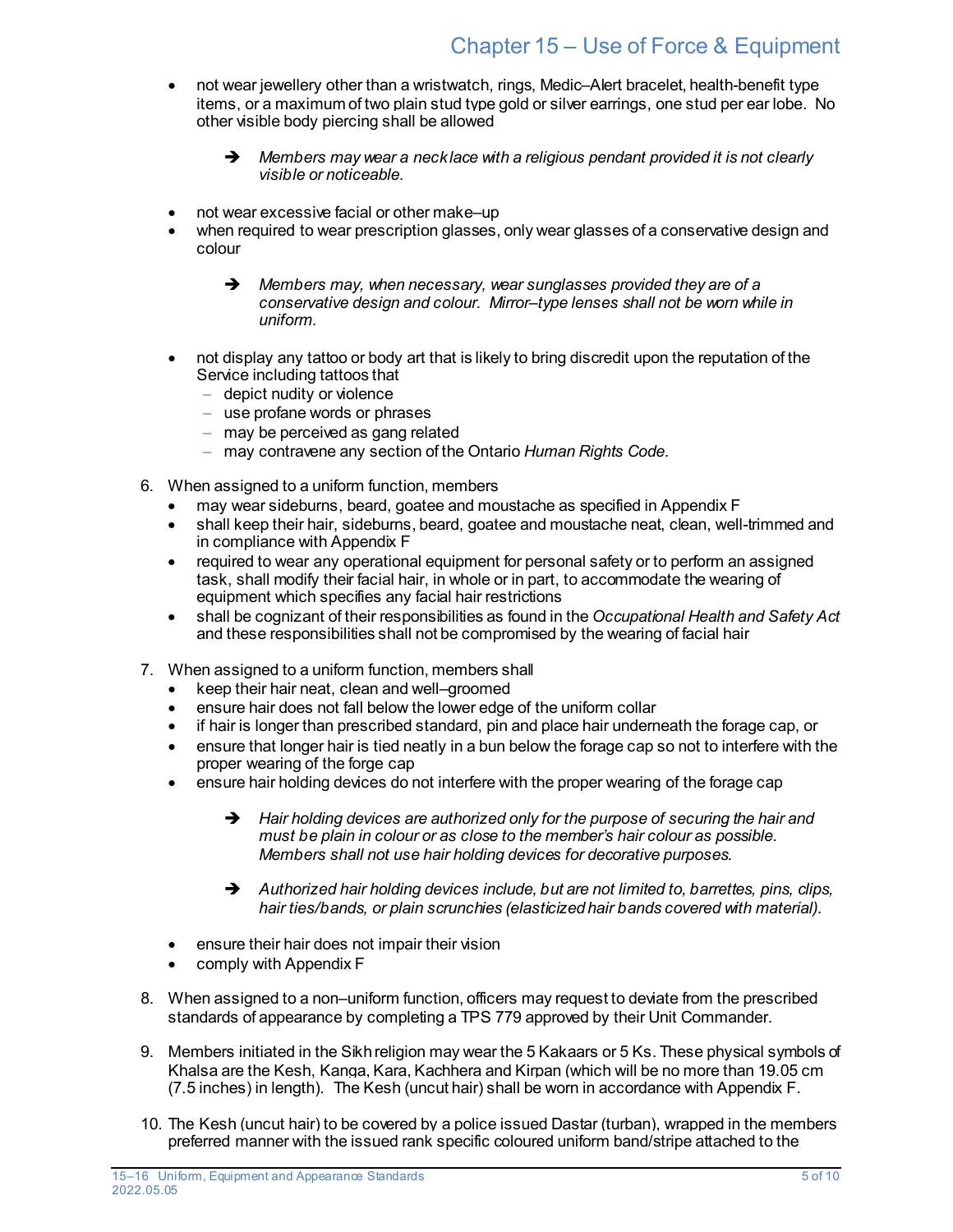- not wear jewellery other than a wristwatch, rings, Medic–Alert bracelet, health-benefit type items, or a maximum of two plain stud type gold or silver earrings, one stud per ear lobe. No other visible body piercing shall be allowed

   ➔ *Members may wear a necklace with a religious pendant provided it is not clearly visible or noticeable.*

- not wear excessive facial or other make–up
- when required to wear prescription glasses, only wear glasses of a conservative design and colour

   ➔ *Members may, when necessary, wear sunglasses provided they are of a conservative design and colour. Mirror–type lenses shall not be worn while in uniform.*

- not display any tattoo or body art that is likely to bring discredit upon the reputation of the Service including tattoos that
  - depict nudity or violence
  - use profane words or phrases
  - may be perceived as gang related
  - may contravene any section of the Ontario *Human Rights Code*.

6. When assigned to a uniform function, members
   - may wear sideburns, beard, goatee and moustache as specified in Appendix F
   - shall keep their hair, sideburns, beard, goatee and moustache neat, clean, well-trimmed and in compliance with Appendix F
   - required to wear any operational equipment for personal safety or to perform an assigned task, shall modify their facial hair, in whole or in part, to accommodate the wearing of equipment which specifies any facial hair restrictions
   - shall be cognizant of their responsibilities as found in the *Occupational Health and Safety Act* and these responsibilities shall not be compromised by the wearing of facial hair

7. When assigned to a uniform function, members shall
   - keep their hair neat, clean and well–groomed
   - ensure hair does not fall below the lower edge of the uniform collar
   - if hair is longer than prescribed standard, pin and place hair underneath the forage cap, or
   - ensure that longer hair is tied neatly in a bun below the forage cap so not to interfere with the proper wearing of the forge cap
   - ensure hair holding devices do not interfere with the proper wearing of the forage cap

      ➔ *Hair holding devices are authorized only for the purpose of securing the hair and must be plain in colour or as close to the member's hair colour as possible. Members shall not use hair holding devices for decorative purposes.*

      ➔ *Authorized hair holding devices include, but are not limited to, barrettes, pins, clips, hair ties/bands, or plain scrunchies (elasticized hair bands covered with material).*

   - ensure their hair does not impair their vision
   - comply with Appendix F

8. When assigned to a non–uniform function, officers may request to deviate from the prescribed standards of appearance by completing a TPS 779 approved by their Unit Commander.

9. Members initiated in the Sikh religion may wear the 5 Kakaars or 5 Ks. These physical symbols of Khalsa are the Kesh, Kanga, Kara, Kachhera and Kirpan (which will be no more than 19.05 cm (7.5 inches) in length). The Kesh (uncut hair) shall be worn in accordance with Appendix F.

10. The Kesh (uncut hair) to be covered by a police issued Dastar (turban), wrapped in the members preferred manner with the issued rank specific coloured uniform band/stripe attached to the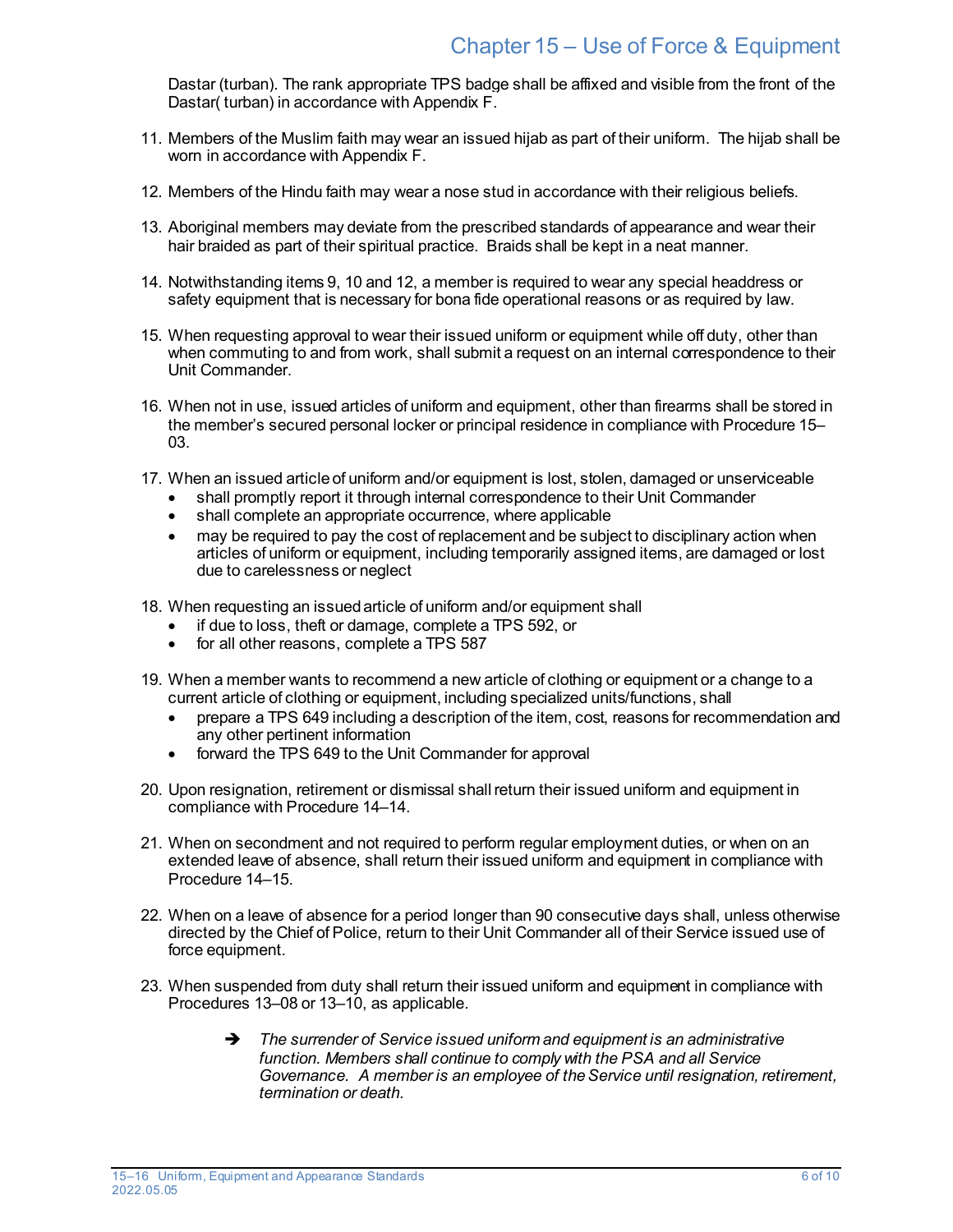Dastar (turban). The rank appropriate TPS badge shall be affixed and visible from the front of the Dastar( turban) in accordance with Appendix F.

11. Members of the Muslim faith may wear an issued hijab as part of their uniform. The hijab shall be worn in accordance with Appendix F.

12. Members of the Hindu faith may wear a nose stud in accordance with their religious beliefs.

13. Aboriginal members may deviate from the prescribed standards of appearance and wear their hair braided as part of their spiritual practice. Braids shall be kept in a neat manner.

14. Notwithstanding items 9, 10 and 12, a member is required to wear any special headdress or safety equipment that is necessary for bona fide operational reasons or as required by law.

15. When requesting approval to wear their issued uniform or equipment while off duty, other than when commuting to and from work, shall submit a request on an internal correspondence to their Unit Commander.

16. When not in use, issued articles of uniform and equipment, other than firearms shall be stored in the member's secured personal locker or principal residence in compliance with Procedure 15–03.

17. When an issued article of uniform and/or equipment is lost, stolen, damaged or unserviceable
    - shall promptly report it through internal correspondence to their Unit Commander
    - shall complete an appropriate occurrence, where applicable
    - may be required to pay the cost of replacement and be subject to disciplinary action when articles of uniform or equipment, including temporarily assigned items, are damaged or lost due to carelessness or neglect

18. When requesting an issued article of uniform and/or equipment shall
    - if due to loss, theft or damage, complete a TPS 592, or
    - for all other reasons, complete a TPS 587

19. When a member wants to recommend a new article of clothing or equipment or a change to a current article of clothing or equipment, including specialized units/functions, shall
    - prepare a TPS 649 including a description of the item, cost, reasons for recommendation and any other pertinent information
    - forward the TPS 649 to the Unit Commander for approval

20. Upon resignation, retirement or dismissal shall return their issued uniform and equipment in compliance with Procedure 14–14.

21. When on secondment and not required to perform regular employment duties, or when on an extended leave of absence, shall return their issued uniform and equipment in compliance with Procedure 14–15.

22. When on a leave of absence for a period longer than 90 consecutive days shall, unless otherwise directed by the Chief of Police, return to their Unit Commander all of their Service issued use of force equipment.

23. When suspended from duty shall return their issued uniform and equipment in compliance with Procedures 13–08 or 13–10, as applicable.

    ➔ *The surrender of Service issued uniform and equipment is an administrative function. Members shall continue to comply with the PSA and all Service Governance. A member is an employee of the Service until resignation, retirement, termination or death.*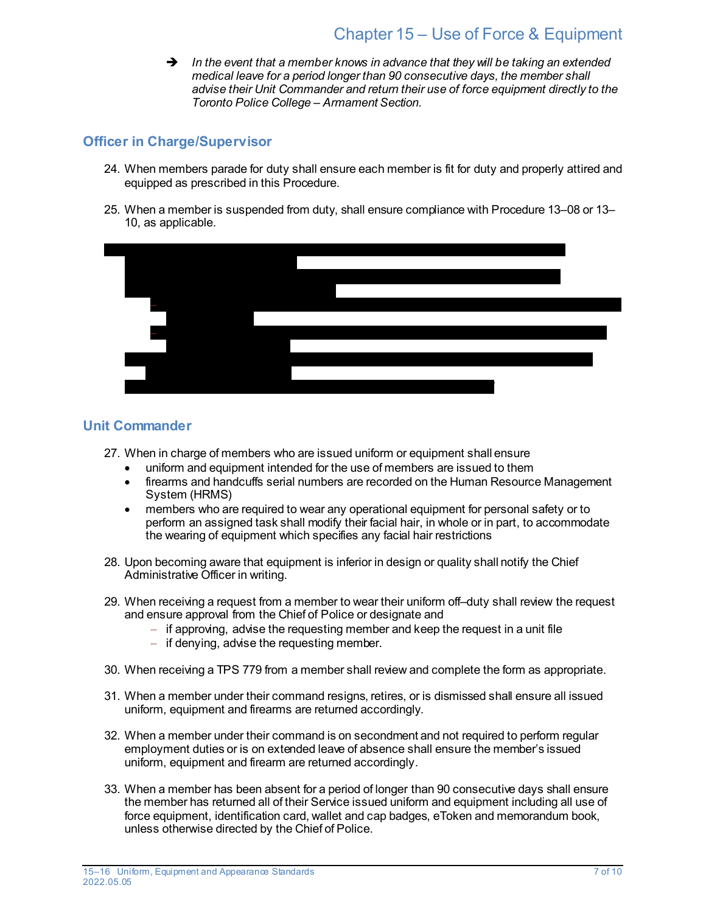- ➔ *In the event that a member knows in advance that they will be taking an extended medical leave for a period longer than 90 consecutive days, the member shall advise their Unit Commander and return their use of force equipment directly to the Toronto Police College – Armament Section.*

## Officer in Charge/Supervisor

24. When members parade for duty shall ensure each member is fit for duty and properly attired and equipped as prescribed in this Procedure.

25. When a member is suspended from duty, shall ensure compliance with Procedure 13–08 or 13–10, as applicable.

## Unit Commander

27. When in charge of members who are issued uniform or equipment shall ensure
    - uniform and equipment intended for the use of members are issued to them
    - firearms and handcuffs serial numbers are recorded on the Human Resource Management System (HRMS)
    - members who are required to wear any operational equipment for personal safety or to perform an assigned task shall modify their facial hair, in whole or in part, to accommodate the wearing of equipment which specifies any facial hair restrictions

28. Upon becoming aware that equipment is inferior in design or quality shall notify the Chief Administrative Officer in writing.

29. When receiving a request from a member to wear their uniform off–duty shall review the request and ensure approval from the Chief of Police or designate and
    - if approving, advise the requesting member and keep the request in a unit file
    - if denying, advise the requesting member.

30. When receiving a TPS 779 from a member shall review and complete the form as appropriate.

31. When a member under their command resigns, retires, or is dismissed shall ensure all issued uniform, equipment and firearms are returned accordingly.

32. When a member under their command is on secondment and not required to perform regular employment duties or is on extended leave of absence shall ensure the member's issued uniform, equipment and firearm are returned accordingly.

33. When a member has been absent for a period of longer than 90 consecutive days shall ensure the member has returned all of their Service issued uniform and equipment including all use of force equipment, identification card, wallet and cap badges, eToken and memorandum book, unless otherwise directed by the Chief of Police.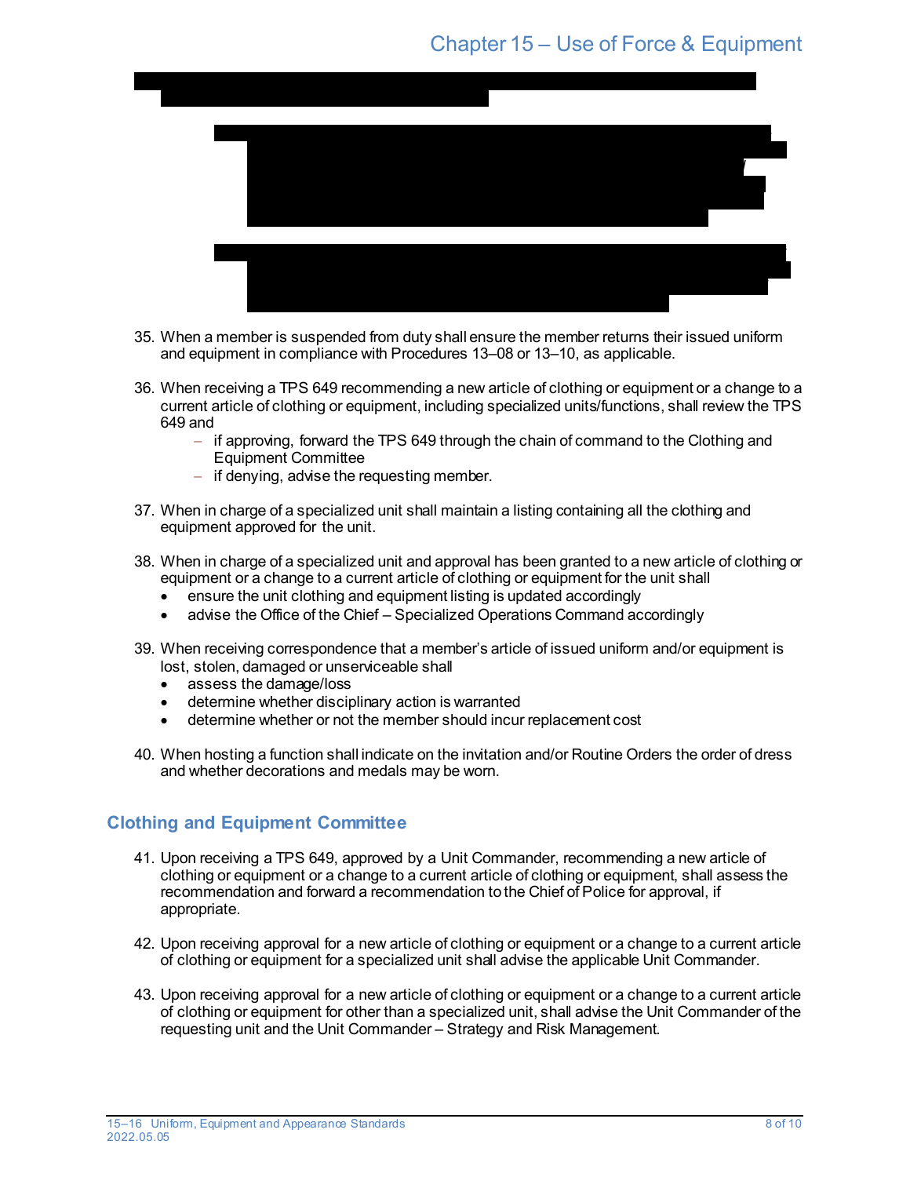35. When a member is suspended from duty shall ensure the member returns their issued uniform and equipment in compliance with Procedures 13–08 or 13–10, as applicable.

36. When receiving a TPS 649 recommending a new article of clothing or equipment or a change to a current article of clothing or equipment, including specialized units/functions, shall review the TPS 649 and
    - if approving, forward the TPS 649 through the chain of command to the Clothing and Equipment Committee
    - if denying, advise the requesting member.

37. When in charge of a specialized unit shall maintain a listing containing all the clothing and equipment approved for the unit.

38. When in charge of a specialized unit and approval has been granted to a new article of clothing or equipment or a change to a current article of clothing or equipment for the unit shall
    - ensure the unit clothing and equipment listing is updated accordingly
    - advise the Office of the Chief – Specialized Operations Command accordingly

39. When receiving correspondence that a member's article of issued uniform and/or equipment is lost, stolen, damaged or unserviceable shall
    - assess the damage/loss
    - determine whether disciplinary action is warranted
    - determine whether or not the member should incur replacement cost

40. When hosting a function shall indicate on the invitation and/or Routine Orders the order of dress and whether decorations and medals may be worn.

## Clothing and Equipment Committee

41. Upon receiving a TPS 649, approved by a Unit Commander, recommending a new article of clothing or equipment or a change to a current article of clothing or equipment, shall assess the recommendation and forward a recommendation to the Chief of Police for approval, if appropriate.

42. Upon receiving approval for a new article of clothing or equipment or a change to a current article of clothing or equipment for a specialized unit shall advise the applicable Unit Commander.

43. Upon receiving approval for a new article of clothing or equipment or a change to a current article of clothing or equipment for other than a specialized unit, shall advise the Unit Commander of the requesting unit and the Unit Commander – Strategy and Risk Management.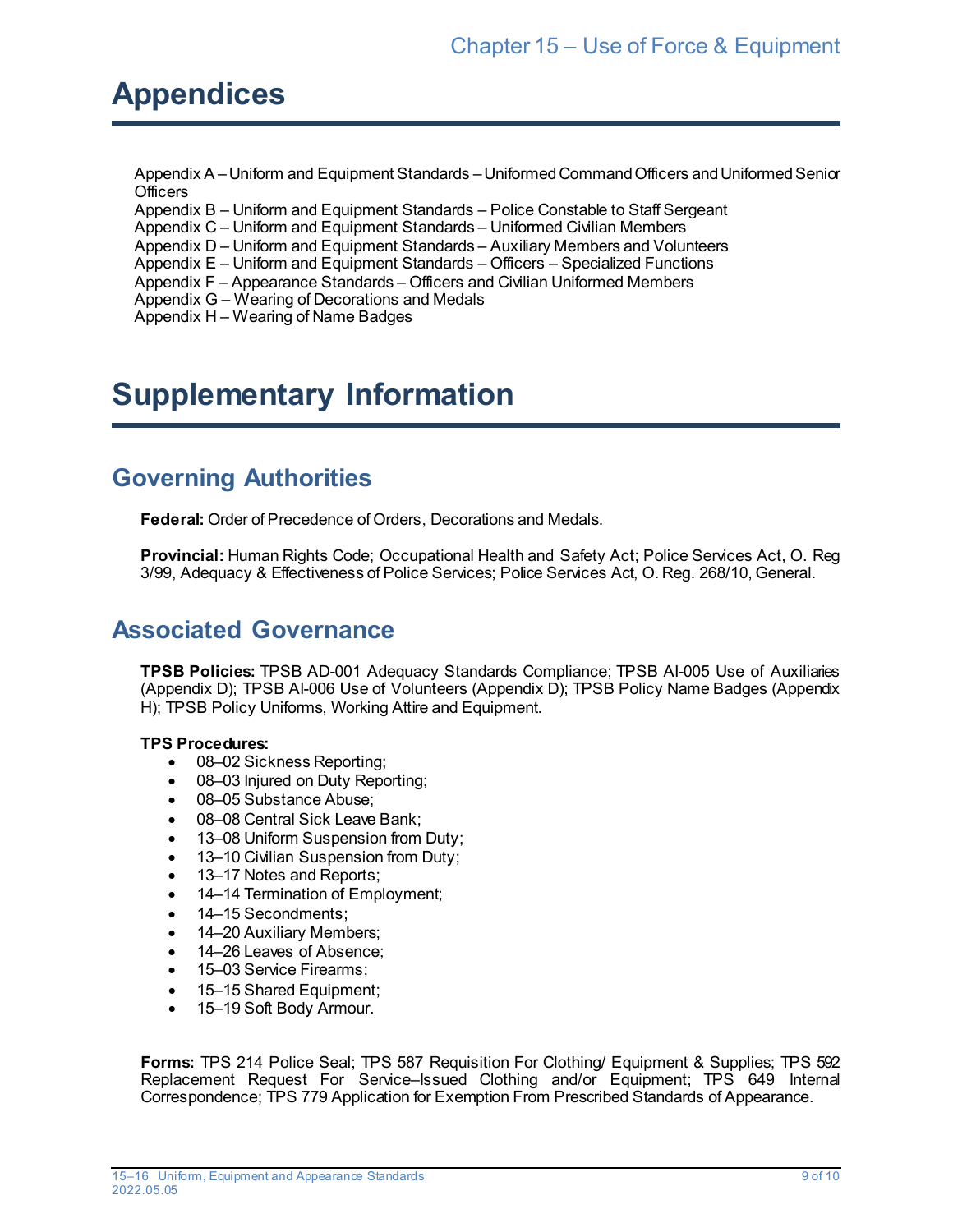# Appendices

Appendix A – Uniform and Equipment Standards – Uniformed Command Officers and Uniformed Senior Officers
Appendix B – Uniform and Equipment Standards – Police Constable to Staff Sergeant
Appendix C – Uniform and Equipment Standards – Uniformed Civilian Members
Appendix D – Uniform and Equipment Standards – Auxiliary Members and Volunteers
Appendix E – Uniform and Equipment Standards – Officers – Specialized Functions
Appendix F – Appearance Standards – Officers and Civilian Uniformed Members
Appendix G – Wearing of Decorations and Medals
Appendix H – Wearing of Name Badges

# Supplementary Information

## Governing Authorities

**Federal:** Order of Precedence of Orders, Decorations and Medals.

**Provincial:** Human Rights Code; Occupational Health and Safety Act; Police Services Act, O. Reg 3/99, Adequacy & Effectiveness of Police Services; Police Services Act, O. Reg. 268/10, General.

## Associated Governance

**TPSB Policies:** TPSB AD-001 Adequacy Standards Compliance; TPSB AI-005 Use of Auxiliaries (Appendix D); TPSB AI-006 Use of Volunteers (Appendix D); TPSB Policy Name Badges (Appendix H); TPSB Policy Uniforms, Working Attire and Equipment.

**TPS Procedures:**

- 08–02 Sickness Reporting;
- 08–03 Injured on Duty Reporting;
- 08–05 Substance Abuse;
- 08–08 Central Sick Leave Bank;
- 13–08 Uniform Suspension from Duty;
- 13–10 Civilian Suspension from Duty;
- 13–17 Notes and Reports;
- 14–14 Termination of Employment;
- 14–15 Secondments;
- 14–20 Auxiliary Members;
- 14–26 Leaves of Absence;
- 15–03 Service Firearms;
- 15–15 Shared Equipment;
- 15–19 Soft Body Armour.

**Forms:** TPS 214 Police Seal; TPS 587 Requisition For Clothing/ Equipment & Supplies; TPS 592 Replacement Request For Service–Issued Clothing and/or Equipment; TPS 649 Internal Correspondence; TPS 779 Application for Exemption From Prescribed Standards of Appearance.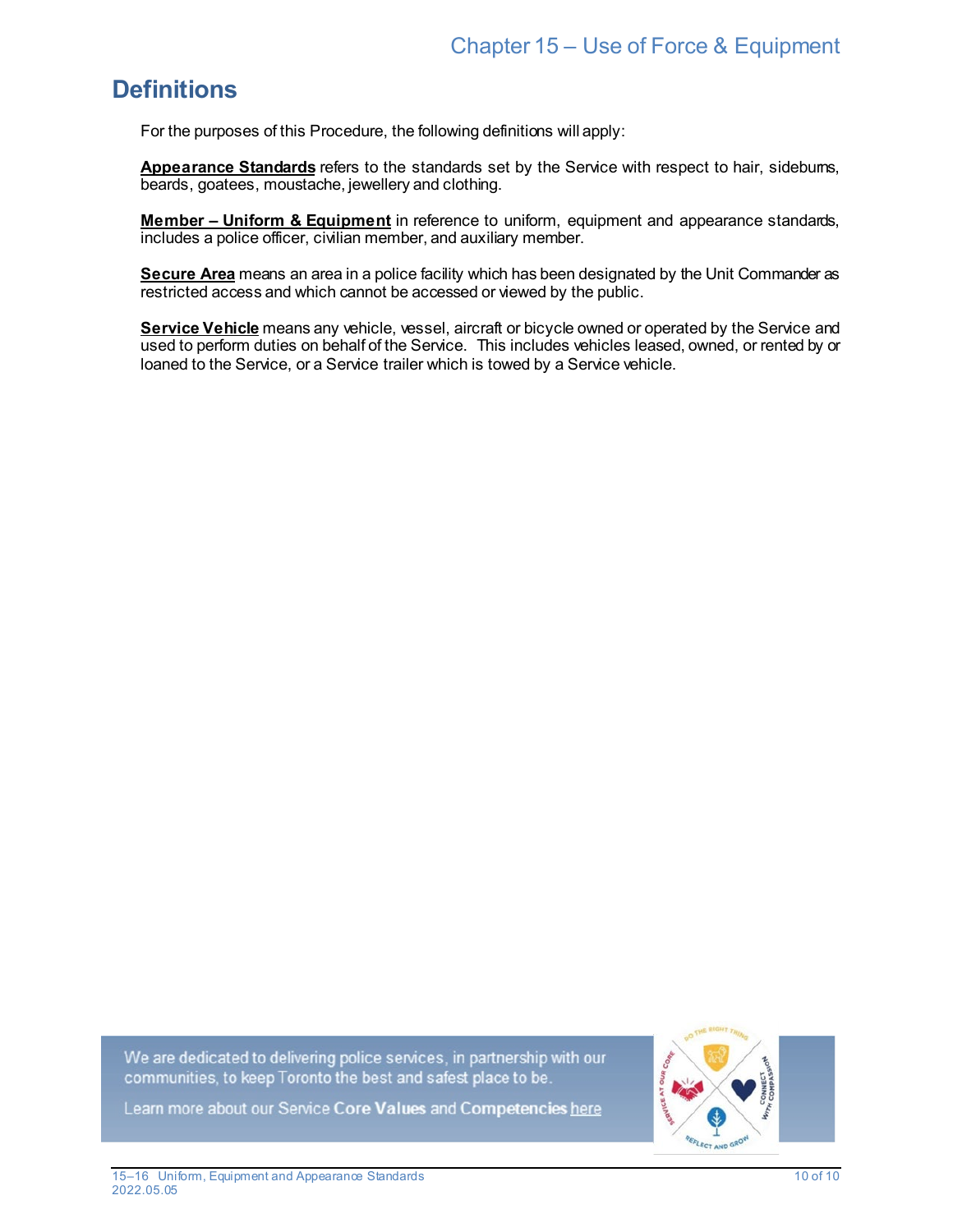## Definitions

For the purposes of this Procedure, the following definitions will apply:

**Appearance Standards** refers to the standards set by the Service with respect to hair, sideburns, beards, goatees, moustache, jewellery and clothing.

**Member – Uniform & Equipment** in reference to uniform, equipment and appearance standards, includes a police officer, civilian member, and auxiliary member.

**Secure Area** means an area in a police facility which has been designated by the Unit Commander as restricted access and which cannot be accessed or viewed by the public.

**Service Vehicle** means any vehicle, vessel, aircraft or bicycle owned or operated by the Service and used to perform duties on behalf of the Service. This includes vehicles leased, owned, or rented by or loaned to the Service, or a Service trailer which is towed by a Service vehicle.

We are dedicated to delivering police services, in partnership with our communities, to keep Toronto the best and safest place to be.

Learn more about our Service **Core Values** and **Competencies** here